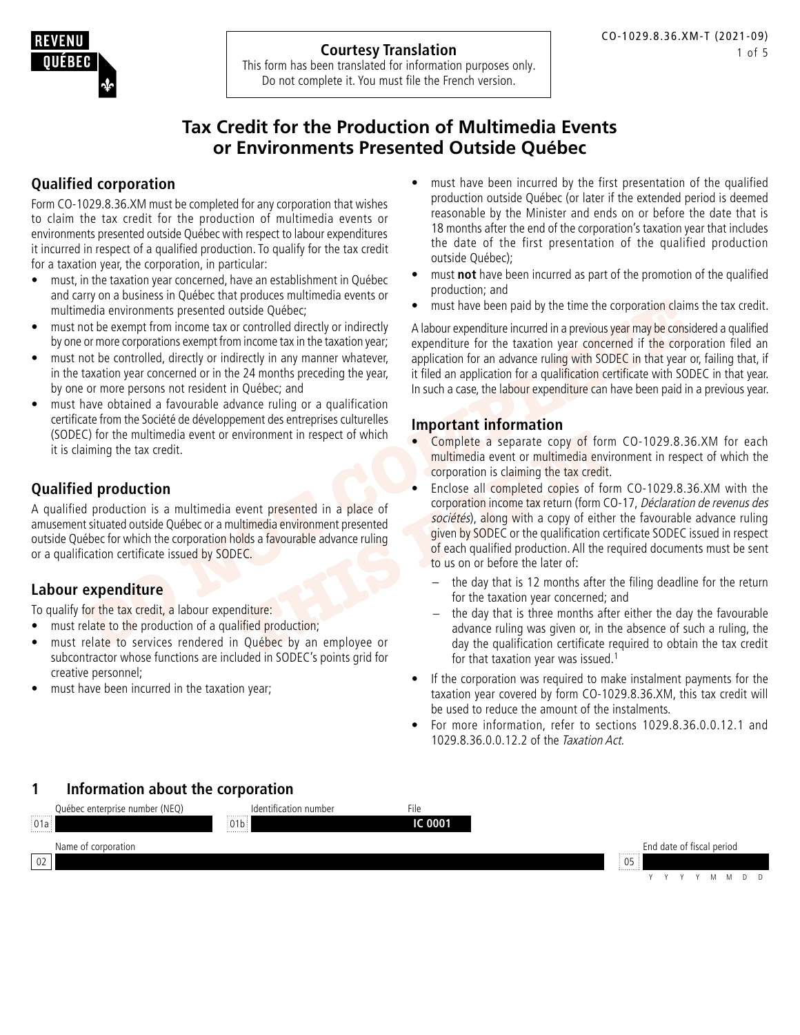REVENU QUÉBEC

**Courtesy Translation**
This form has been translated for information purposes only.
Do not complete it. You must file the French version.

CO-1029.8.36.XM-T (2021-09)

# Tax Credit for the Production of Multimedia Events or Environments Presented Outside Québec

## Qualified corporation

Form CO-1029.8.36.XM must be completed for any corporation that wishes to claim the tax credit for the production of multimedia events or environments presented outside Québec with respect to labour expenditures it incurred in respect of a qualified production. To qualify for the tax credit for a taxation year, the corporation, in particular:

- must, in the taxation year concerned, have an establishment in Québec and carry on a business in Québec that produces multimedia events or multimedia environments presented outside Québec;
- must not be exempt from income tax or controlled directly or indirectly by one or more corporations exempt from income tax in the taxation year;
- must not be controlled, directly or indirectly in any manner whatever, in the taxation year concerned or in the 24 months preceding the year, by one or more persons not resident in Québec; and
- must have obtained a favourable advance ruling or a qualification certificate from the Société de développement des entreprises culturelles (SODEC) for the multimedia event or environment in respect of which it is claiming the tax credit.

## Qualified production

A qualified production is a multimedia event presented in a place of amusement situated outside Québec or a multimedia environment presented outside Québec for which the corporation holds a favourable advance ruling or a qualification certificate issued by SODEC.

## Labour expenditure

To qualify for the tax credit, a labour expenditure:

- must relate to the production of a qualified production;
- must relate to services rendered in Québec by an employee or subcontractor whose functions are included in SODEC's points grid for creative personnel;
- must have been incurred in the taxation year;
- must have been incurred by the first presentation of the qualified production outside Québec (or later if the extended period is deemed reasonable by the Minister and ends on or before the date that is 18 months after the end of the corporation's taxation year that includes the date of the first presentation of the qualified production outside Québec);
- must **not** have been incurred as part of the promotion of the qualified production; and
- must have been paid by the time the corporation claims the tax credit.

A labour expenditure incurred in a previous year may be considered a qualified expenditure for the taxation year concerned if the corporation filed an application for an advance ruling with SODEC in that year or, failing that, if it filed an application for a qualification certificate with SODEC in that year. In such a case, the labour expenditure can have been paid in a previous year.

## Important information

- Complete a separate copy of form CO-1029.8.36.XM for each multimedia event or multimedia environment in respect of which the corporation is claiming the tax credit.
- Enclose all completed copies of form CO-1029.8.36.XM with the corporation income tax return (form CO-17, *Déclaration de revenus des sociétés*), along with a copy of either the favourable advance ruling given by SODEC or the qualification certificate SODEC issued in respect of each qualified production. All the required documents must be sent to us on or before the later of:
  - the day that is 12 months after the filing deadline for the return for the taxation year concerned; and
  - the day that is three months after either the day the favourable advance ruling was given or, in the absence of such a ruling, the day the qualification certificate required to obtain the tax credit for that taxation year was issued.[1]
- If the corporation was required to make instalment payments for the taxation year covered by form CO-1029.8.36.XM, this tax credit will be used to reduce the amount of the instalments.
- For more information, refer to sections 1029.8.36.0.0.12.1 and 1029.8.36.0.0.12.2 of the *Taxation Act*.

## 1 Information about the corporation

| | | |
|---|---|---|
| 01a Québec enterprise number (NEQ) | 01b Identification number | File: IC 0001 |
| 02 Name of corporation | | 05 End date of fiscal period (YYYYMMDD) |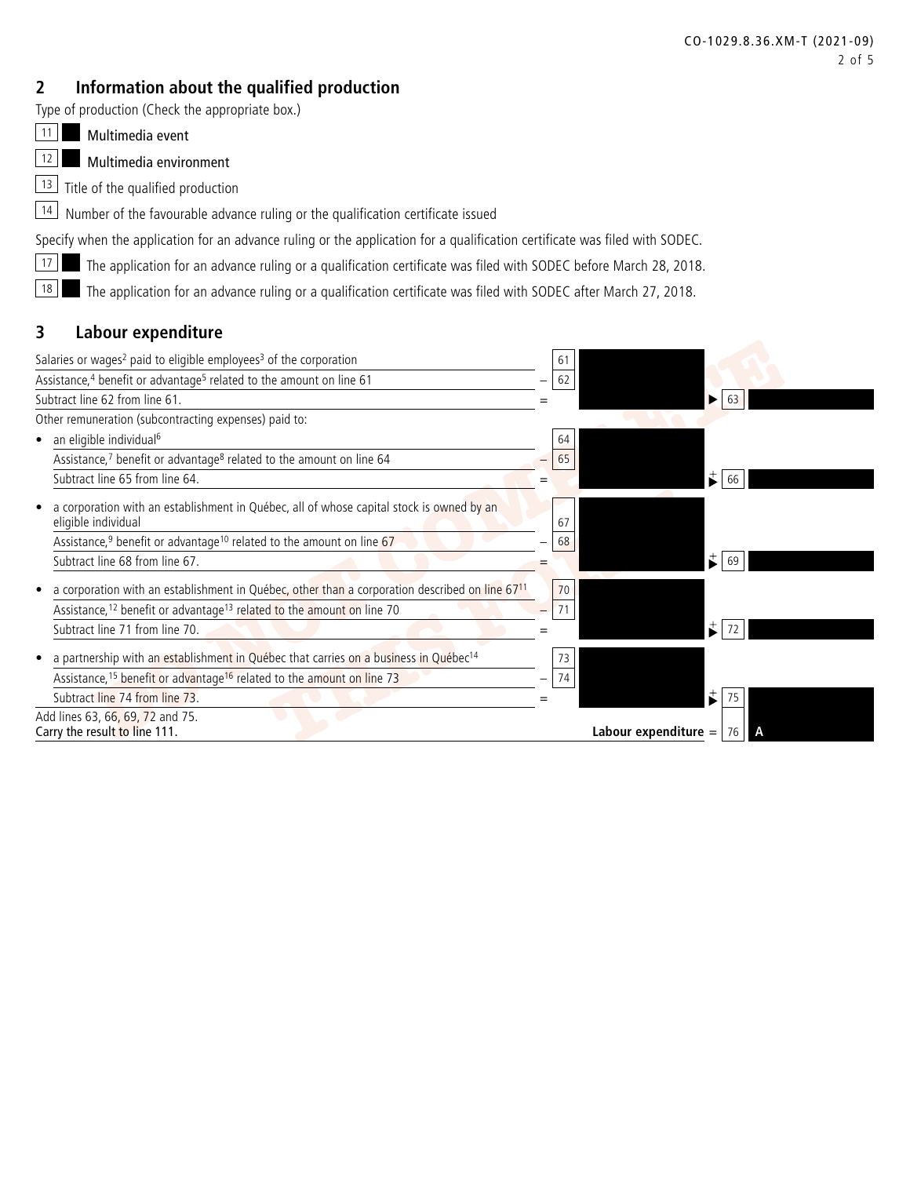## 2 Information about the qualified production

Type of production (Check the appropriate box.)

11 ☐ Multimedia event

12 ☐ Multimedia environment

13 Title of the qualified production

14 Number of the favourable advance ruling or the qualification certificate issued

Specify when the application for an advance ruling or the application for a qualification certificate was filed with SODEC.

17 ☐ The application for an advance ruling or a qualification certificate was filed with SODEC before March 28, 2018.

18 ☐ The application for an advance ruling or a qualification certificate was filed with SODEC after March 27, 2018.

## 3 Labour expenditure

| Description | | Line | Amount | | Line | Amount |
|---|---|---|---|---|---|---|
| Salaries or wages[2] paid to eligible employees[3] of the corporation | | 61 | | | | |
| Assistance,[4] benefit or advantage[5] related to the amount on line 61 | – | 62 | | | | |
| Subtract line 62 from line 61. | = | | | ▶ | 63 | |
| Other remuneration (subcontracting expenses) paid to: | | | | | | |
| • an eligible individual[6] | | 64 | | | | |
| Assistance,[7] benefit or advantage[8] related to the amount on line 64 | – | 65 | | | | |
| Subtract line 65 from line 64. | = | | | + ▶ | 66 | |
| • a corporation with an establishment in Québec, all of whose capital stock is owned by an eligible individual | | 67 | | | | |
| Assistance,[9] benefit or advantage[10] related to the amount on line 67 | – | 68 | | | | |
| Subtract line 68 from line 67. | = | | | + ▶ | 69 | |
| • a corporation with an establishment in Québec, other than a corporation described on line 67[11] | | 70 | | | | |
| Assistance,[12] benefit or advantage[13] related to the amount on line 70 | – | 71 | | | | |
| Subtract line 71 from line 70. | = | | | + ▶ | 72 | |
| • a partnership with an establishment in Québec that carries on a business in Québec[14] | | 73 | | | | |
| Assistance,[15] benefit or advantage[16] related to the amount on line 73 | – | 74 | | | | |
| Subtract line 74 from line 73. | = | | | + ▶ | 75 | |
| Add lines 63, 66, 69, 72 and 75. Carry the result to line 111. | | | **Labour expenditure** | = | 76 | A |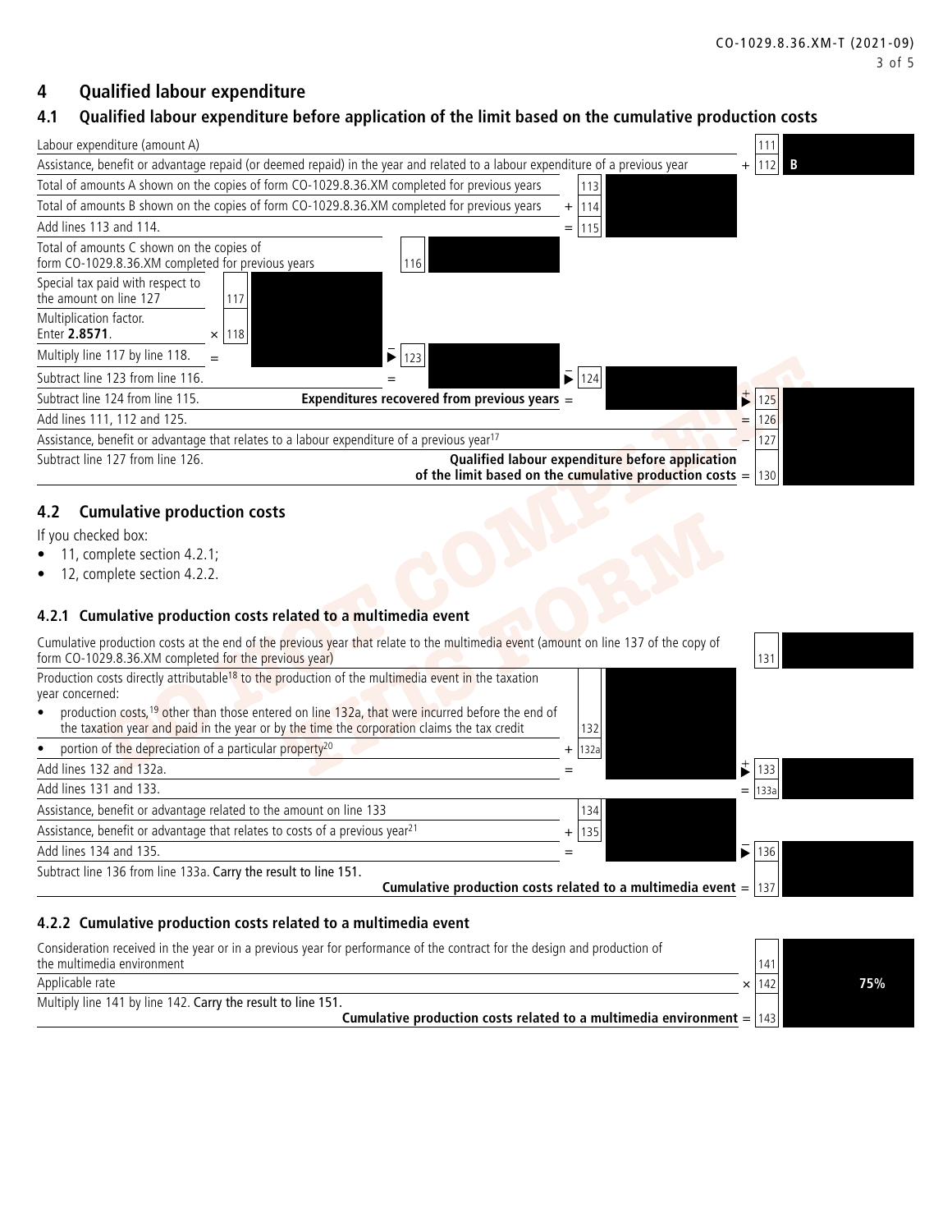## 4 Qualified labour expenditure

### 4.1 Qualified labour expenditure before application of the limit based on the cumulative production costs

| Description | | | | | Line | Amount |
|---|---|---|---|---|---|---|
| Labour expenditure (amount A) | | | | | 111 | |
| Assistance, benefit or advantage repaid (or deemed repaid) in the year and related to a labour expenditure of a previous year | | | | + | 112 | B |
| Total of amounts A shown on the copies of form CO-1029.8.36.XM completed for previous years | | | 113 | | | |
| Total of amounts B shown on the copies of form CO-1029.8.36.XM completed for previous years | | + | 114 | | | |
| Add lines 113 and 114. | | = | 115 | | | |
| Total of amounts C shown on the copies of form CO-1029.8.36.XM completed for previous years | 116 | | | | | |
| Special tax paid with respect to the amount on line 127 | 117 | | | | | |
| Multiplication factor. Enter **2.8571**. | × 118 | | | | | |
| Multiply line 117 by line 118. | = | – 123 | | | | |
| Subtract line 123 from line 116. | | = | – 124 | | | |
| Subtract line 124 from line 115. **Expenditures recovered from previous years** = | | | | + | 125 | |
| Add lines 111, 112 and 125. | | | | = | 126 | |
| Assistance, benefit or advantage that relates to a labour expenditure of a previous year[17] | | | | – | 127 | |
| Subtract line 127 from line 126. **Qualified labour expenditure before application of the limit based on the cumulative production costs** = | | | | | 130 | |

### 4.2 Cumulative production costs

If you checked box:

- 11, complete section 4.2.1;
- 12, complete section 4.2.2.

#### 4.2.1 Cumulative production costs related to a multimedia event

| Description | | | Line | Amount |
|---|---|---|---|---|
| Cumulative production costs at the end of the previous year that relate to the multimedia event (amount on line 137 of the copy of form CO-1029.8.36.XM completed for the previous year) | | | 131 | |
| Production costs directly attributable[18] to the production of the multimedia event in the taxation year concerned: | | | | |
| • production costs,[19] other than those entered on line 132a, that were incurred before the end of the taxation year and paid in the year or by the time the corporation claims the tax credit | 132 | | | |
| • portion of the depreciation of a particular property[20] | + 132a | | | |
| Add lines 132 and 132a. | = | | + 133 | |
| Add lines 131 and 133. | | | = 133a | |
| Assistance, benefit or advantage related to the amount on line 133 | 134 | | | |
| Assistance, benefit or advantage that relates to costs of a previous year[21] | + 135 | | | |
| Add lines 134 and 135. | = | | – 136 | |
| Subtract line 136 from line 133a. Carry the result to line 151. **Cumulative production costs related to a multimedia event** = | | | 137 | |

#### 4.2.2 Cumulative production costs related to a multimedia event

| Description | | Line | Amount |
|---|---|---|---|
| Consideration received in the year or in a previous year for performance of the contract for the design and production of the multimedia environment | | 141 | |
| Applicable rate | × | 142 | **75%** |
| Multiply line 141 by line 142. Carry the result to line 151. **Cumulative production costs related to a multimedia environment** = | | 143 | |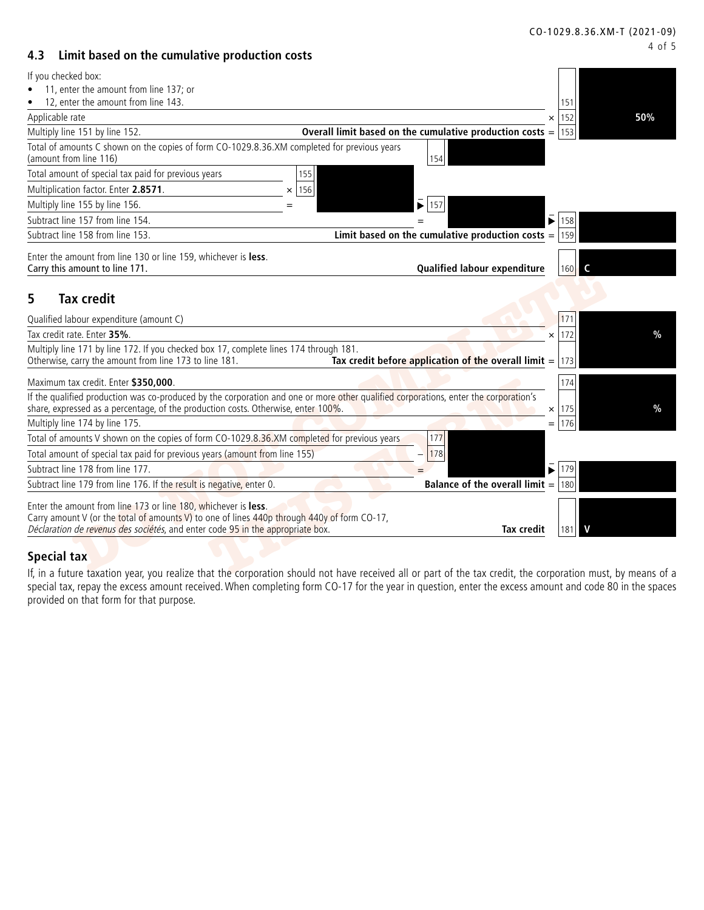## 4.3 Limit based on the cumulative production costs

| Description | | | | | | Line | Amount |
|---|---|---|---|---|---|---|---|
| If you checked box:<br>• 11, enter the amount from line 137; or<br>• 12, enter the amount from line 143. | | | | | | 151 | |
| Applicable rate | | | | | × | 152 | 50% |
| Multiply line 151 by line 152. | | | | **Overall limit based on the cumulative production costs** | = | 153 | |
| Total of amounts C shown on the copies of form CO-1029.8.36.XM completed for previous years (amount from line 116) | | | 154 | | | | |
| Total amount of special tax paid for previous years | 155 | | | | | | |
| Multiplication factor. Enter **2.8571**. | × 156 | | | | | | |
| Multiply line 155 by line 156. | = | | – 157 | | | | |
| Subtract line 157 from line 154. | | | = | | – | 158 | |
| Subtract line 158 from line 153. | | | | **Limit based on the cumulative production costs** | = | 159 | |
| Enter the amount from line 130 or line 159, whichever is **less**. Carry this amount to line 171. | | | | **Qualified labour expenditure** | | 160 | C |

## 5 Tax credit

| Description | | | | Line | Amount |
|---|---|---|---|---|---|
| Qualified labour expenditure (amount C) | | | | 171 | |
| Tax credit rate. Enter **35%**. | | | × | 172 | % |
| Multiply line 171 by line 172. If you checked box 17, complete lines 174 through 181. Otherwise, carry the amount from line 173 to line 181. | | **Tax credit before application of the overall limit** | = | 173 | |
| Maximum tax credit. Enter **$350,000**. | | | | 174 | |
| If the qualified production was co-produced by the corporation and one or more other qualified corporations, enter the corporation's share, expressed as a percentage, of the production costs. Otherwise, enter 100%. | | | × | 175 | % |
| Multiply line 174 by line 175. | | | = | 176 | |
| Total of amounts V shown on the copies of form CO-1029.8.36.XM completed for previous years | 177 | | | | |
| Total amount of special tax paid for previous years (amount from line 155) | – 178 | | | | |
| Subtract line 178 from line 177. | = | | – | 179 | |
| Subtract line 179 from line 176. If the result is negative, enter 0. | | **Balance of the overall limit** | = | 180 | |
| Enter the amount from line 173 or line 180, whichever is **less**. Carry amount V (or the total of amounts V) to one of lines 440p through 440y of form CO-17, *Déclaration de revenus des sociétés*, and enter code 95 in the appropriate box. | | **Tax credit** | | 181 | V |

## Special tax

If, in a future taxation year, you realize that the corporation should not have received all or part of the tax credit, the corporation must, by means of a special tax, repay the excess amount received. When completing form CO-17 for the year in question, enter the excess amount and code 80 in the spaces provided on that form for that purpose.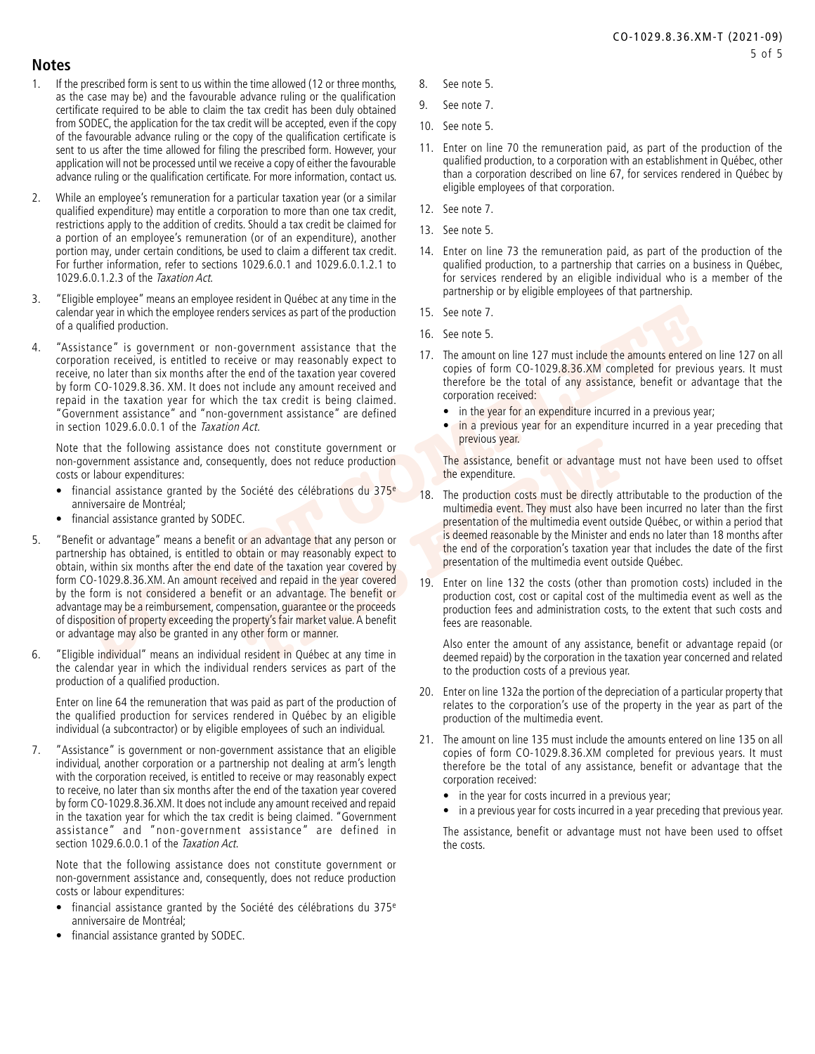## Notes

1. If the prescribed form is sent to us within the time allowed (12 or three months, as the case may be) and the favourable advance ruling or the qualification certificate required to be able to claim the tax credit has been duly obtained from SODEC, the application for the tax credit will be accepted, even if the copy of the favourable advance ruling or the copy of the qualification certificate is sent to us after the time allowed for filing the prescribed form. However, your application will not be processed until we receive a copy of either the favourable advance ruling or the qualification certificate. For more information, contact us.

2. While an employee's remuneration for a particular taxation year (or a similar qualified expenditure) may entitle a corporation to more than one tax credit, restrictions apply to the addition of credits. Should a tax credit be claimed for a portion of an employee's remuneration (or of an expenditure), another portion may, under certain conditions, be used to claim a different tax credit. For further information, refer to sections 1029.6.0.1 and 1029.6.0.1.2.1 to 1029.6.0.1.2.3 of the *Taxation Act*.

3. "Eligible employee" means an employee resident in Québec at any time in the calendar year in which the employee renders services as part of the production of a qualified production.

4. "Assistance" is government or non-government assistance that the corporation received, is entitled to receive or may reasonably expect to receive, no later than six months after the end of the taxation year covered by form CO-1029.8.36. XM. It does not include any amount received and repaid in the taxation year for which the tax credit is being claimed. "Government assistance" and "non-government assistance" are defined in section 1029.6.0.0.1 of the *Taxation Act*.

   Note that the following assistance does not constitute government or non-government assistance and, consequently, does not reduce production costs or labour expenditures:

   - financial assistance granted by the Société des célébrations du 375e anniversaire de Montréal;
   - financial assistance granted by SODEC.

5. "Benefit or advantage" means a benefit or an advantage that any person or partnership has obtained, is entitled to obtain or may reasonably expect to obtain, within six months after the end date of the taxation year covered by form CO-1029.8.36.XM. An amount received and repaid in the year covered by the form is not considered a benefit or an advantage. The benefit or advantage may be a reimbursement, compensation, guarantee or the proceeds of disposition of property exceeding the property's fair market value. A benefit or advantage may also be granted in any other form or manner.

6. "Eligible individual" means an individual resident in Québec at any time in the calendar year in which the individual renders services as part of the production of a qualified production.

   Enter on line 64 the remuneration that was paid as part of the production of the qualified production for services rendered in Québec by an eligible individual (a subcontractor) or by eligible employees of such an individual.

7. "Assistance" is government or non-government assistance that an eligible individual, another corporation or a partnership not dealing at arm's length with the corporation received, is entitled to receive or may reasonably expect to receive, no later than six months after the end of the taxation year covered by form CO-1029.8.36.XM. It does not include any amount received and repaid in the taxation year for which the tax credit is being claimed. "Government assistance" and "non-government assistance" are defined in section 1029.6.0.0.1 of the *Taxation Act*.

   Note that the following assistance does not constitute government or non-government assistance and, consequently, does not reduce production costs or labour expenditures:

   - financial assistance granted by the Société des célébrations du 375e anniversaire de Montréal;
   - financial assistance granted by SODEC.

8. See note 5.

9. See note 7.

10. See note 5.

11. Enter on line 70 the remuneration paid, as part of the production of the qualified production, to a corporation with an establishment in Québec, other than a corporation described on line 67, for services rendered in Québec by eligible employees of that corporation.

12. See note 7.

13. See note 5.

14. Enter on line 73 the remuneration paid, as part of the production of the qualified production, to a partnership that carries on a business in Québec, for services rendered by an eligible individual who is a member of the partnership or by eligible employees of that partnership.

15. See note 7.

16. See note 5.

17. The amount on line 127 must include the amounts entered on line 127 on all copies of form CO-1029.8.36.XM completed for previous years. It must therefore be the total of any assistance, benefit or advantage that the corporation received:

    - in the year for an expenditure incurred in a previous year;
    - in a previous year for an expenditure incurred in a year preceding that previous year.

    The assistance, benefit or advantage must not have been used to offset the expenditure.

18. The production costs must be directly attributable to the production of the multimedia event. They must also have been incurred no later than the first presentation of the multimedia event outside Québec, or within a period that is deemed reasonable by the Minister and ends no later than 18 months after the end of the corporation's taxation year that includes the date of the first presentation of the multimedia event outside Québec.

19. Enter on line 132 the costs (other than promotion costs) included in the production cost, cost or capital cost of the multimedia event as well as the production fees and administration costs, to the extent that such costs and fees are reasonable.

    Also enter the amount of any assistance, benefit or advantage repaid (or deemed repaid) by the corporation in the taxation year concerned and related to the production costs of a previous year.

20. Enter on line 132a the portion of the depreciation of a particular property that relates to the corporation's use of the property in the year as part of the production of the multimedia event.

21. The amount on line 135 must include the amounts entered on line 135 on all copies of form CO-1029.8.36.XM completed for previous years. It must therefore be the total of any assistance, benefit or advantage that the corporation received:

    - in the year for costs incurred in a previous year;
    - in a previous year for costs incurred in a year preceding that previous year.

    The assistance, benefit or advantage must not have been used to offset the costs.